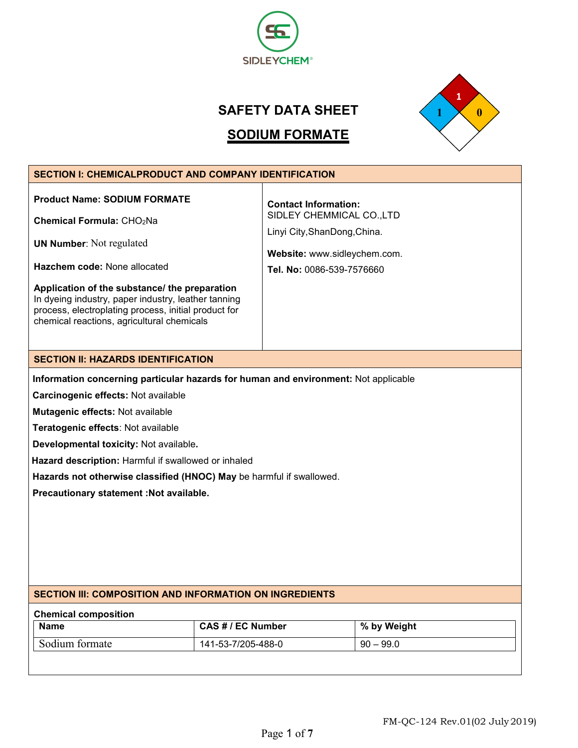SIDLEYCHEM®

# SAFETY DATA SHEET

## SODIUM FORMATE

1
1 0

### SECTION I: CHEMICALPRODUCT AND COMPANY IDENTIFICATION

**Product Name: SODIUM FORMATE**

**Chemical Formula:** $CHO_2Na$

**UN Number**: Not regulated

**Hazchem code:** None allocated

**Application of the substance/ the preparation**
In dyeing industry, paper industry, leather tanning process, electroplating process, initial product for chemical reactions, agricultural chemicals

**Contact Information:**
SIDLEY CHEMMICAL CO.,LTD

Linyi City,ShanDong,China.

**Website:** www.sidleychem.com.

**Tel. No:** 0086-539-7576660

### SECTION II: HAZARDS IDENTIFICATION

**Information concerning particular hazards for human and environment:** Not applicable

**Carcinogenic effects:** Not available

**Mutagenic effects:** Not available

**Teratogenic effects**: Not available

**Developmental toxicity:** Not available**.**

**Hazard description:** Harmful if swallowed or inhaled

**Hazards not otherwise classified (HNOC) May** be harmful if swallowed.

**Precautionary statement :Not available.**

### SECTION III: COMPOSITION AND INFORMATION ON INGREDIENTS

**Chemical composition**

| Name | CAS # / EC Number | % by Weight |
|---|---|---|
| Sodium formate | 141-53-7/205-488-0 | 90 – 99.0 |

FM-QC-124 Rev.01(02 July 2019)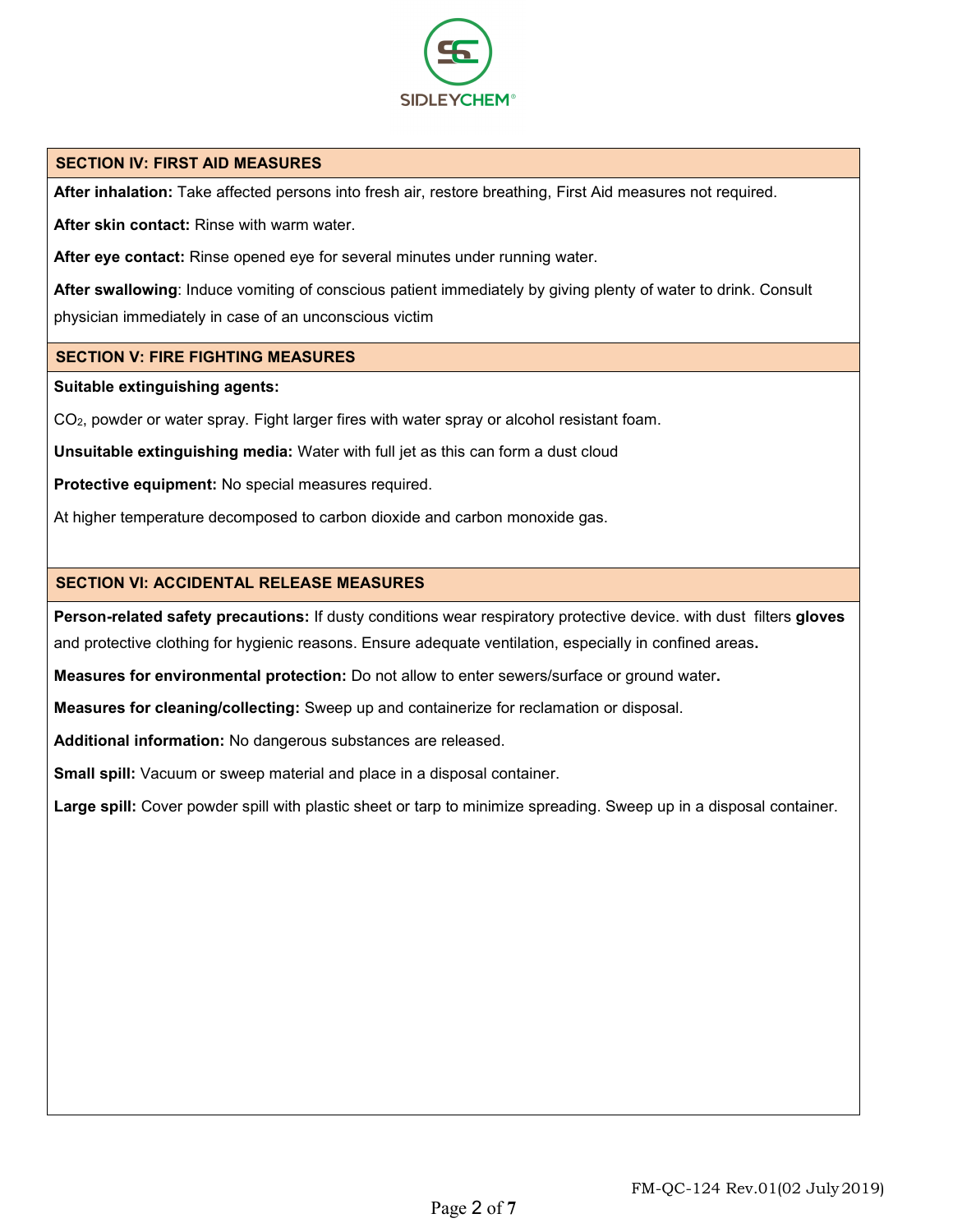## SECTION IV: FIRST AID MEASURES

**After inhalation:** Take affected persons into fresh air, restore breathing, First Aid measures not required.

**After skin contact:** Rinse with warm water.

**After eye contact:** Rinse opened eye for several minutes under running water.

**After swallowing**: Induce vomiting of conscious patient immediately by giving plenty of water to drink. Consult physician immediately in case of an unconscious victim

## SECTION V: FIRE FIGHTING MEASURES

**Suitable extinguishing agents:**

$CO_2$, powder or water spray. Fight larger fires with water spray or alcohol resistant foam.

**Unsuitable extinguishing media:** Water with full jet as this can form a dust cloud

**Protective equipment:** No special measures required.

At higher temperature decomposed to carbon dioxide and carbon monoxide gas.

## SECTION VI: ACCIDENTAL RELEASE MEASURES

**Person-related safety precautions:** If dusty conditions wear respiratory protective device. with dust filters **gloves** and protective clothing for hygienic reasons. Ensure adequate ventilation, especially in confined areas**.**

**Measures for environmental protection:** Do not allow to enter sewers/surface or ground water**.**

**Measures for cleaning/collecting:** Sweep up and containerize for reclamation or disposal.

**Additional information:** No dangerous substances are released.

**Small spill:** Vacuum or sweep material and place in a disposal container.

**Large spill:** Cover powder spill with plastic sheet or tarp to minimize spreading. Sweep up in a disposal container.

FM-QC-124 Rev.01(02 July 2019)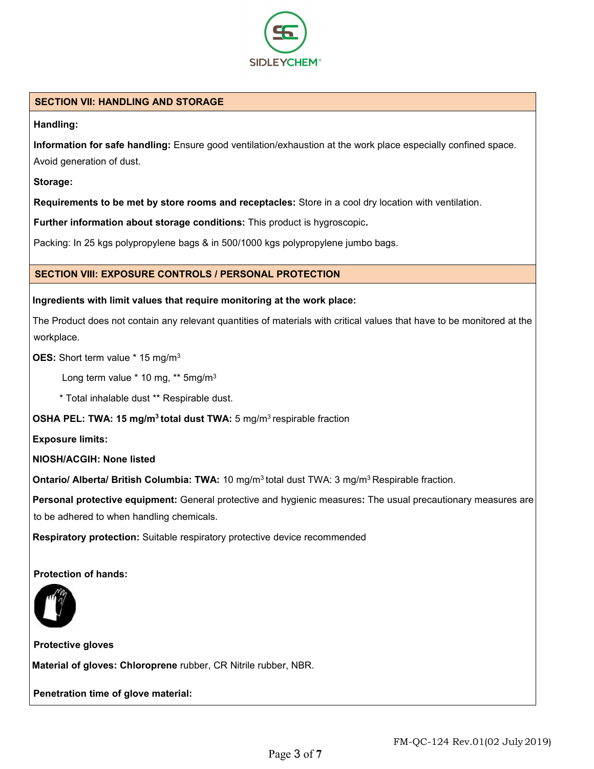## SECTION VII: HANDLING AND STORAGE

**Handling:**

**Information for safe handling:** Ensure good ventilation/exhaustion at the work place especially confined space. Avoid generation of dust.

**Storage:**

**Requirements to be met by store rooms and receptacles:** Store in a cool dry location with ventilation.

**Further information about storage conditions:** This product is hygroscopic**.**

Packing: In 25 kgs polypropylene bags & in 500/1000 kgs polypropylene jumbo bags.

## SECTION VIII: EXPOSURE CONTROLS / PERSONAL PROTECTION

**Ingredients with limit values that require monitoring at the work place:**

The Product does not contain any relevant quantities of materials with critical values that have to be monitored at the workplace.

**OES:** Short term value * 15 $mg/m^3$

Long term value * 10 mg, ** 5$mg/m^3$

* Total inhalable dust ** Respirable dust.

**OSHA PEL: TWA: 15 $mg/m^3$ total dust TWA:** 5 $mg/m^3$ respirable fraction

**Exposure limits:**

**NIOSH/ACGIH: None listed**

**Ontario/ Alberta/ British Columbia: TWA:** 10 $mg/m^3$ total dust TWA: 3 $mg/m^3$ Respirable fraction.

**Personal protective equipment:** General protective and hygienic measures**:** The usual precautionary measures are to be adhered to when handling chemicals.

**Respiratory protection:** Suitable respiratory protective device recommended

**Protection of hands:**

**Protective gloves**

**Material of gloves: Chloroprene** rubber, CR Nitrile rubber, NBR.

**Penetration time of glove material:**

FM-QC-124 Rev.01(02 July 2019)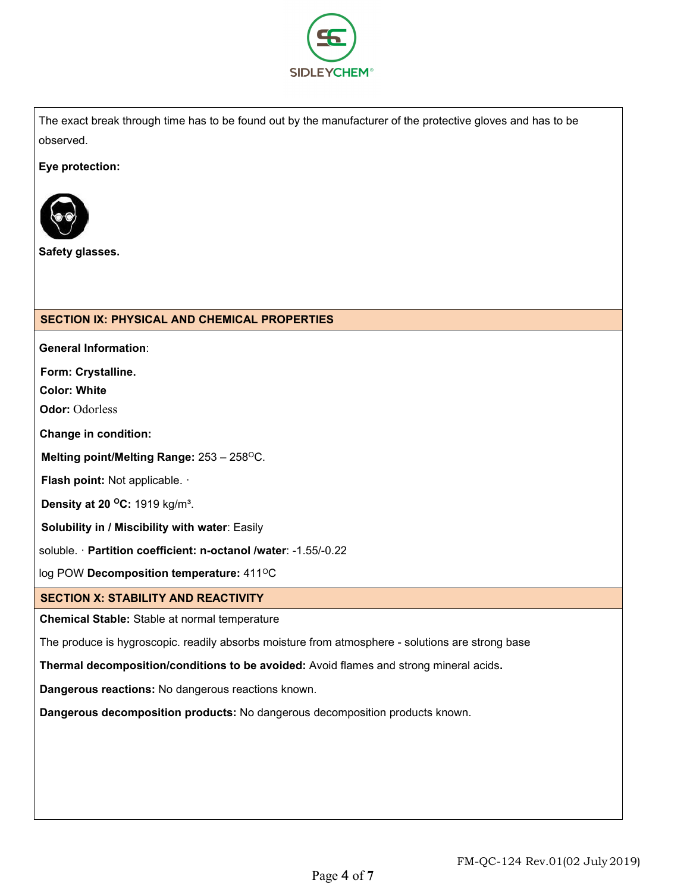The exact break through time has to be found out by the manufacturer of the protective gloves and has to be observed.

**Eye protection:**

**Safety glasses.**

## SECTION IX: PHYSICAL AND CHEMICAL PROPERTIES

**General Information**:

**Form: Crystalline.**

**Color: White**

**Odor:** Odorless

**Change in condition:**

**Melting point/Melting Range:** 253 – 258$^{O}$C.

**Flash point:** Not applicable. ·

**Density at 20 $^{O}$C:** 1919 kg/m³.

**Solubility in / Miscibility with water**: Easily soluble. · **Partition coefficient: n-octanol /water**: -1.55/-0.22 log POW **Decomposition temperature:** 411$^{O}$C

## SECTION X: STABILITY AND REACTIVITY

**Chemical Stable:** Stable at normal temperature

The produce is hygroscopic. readily absorbs moisture from atmosphere - solutions are strong base

**Thermal decomposition/conditions to be avoided:** Avoid flames and strong mineral acids**.**

**Dangerous reactions:** No dangerous reactions known.

**Dangerous decomposition products:** No dangerous decomposition products known.

FM-QC-124 Rev.01(02 July 2019)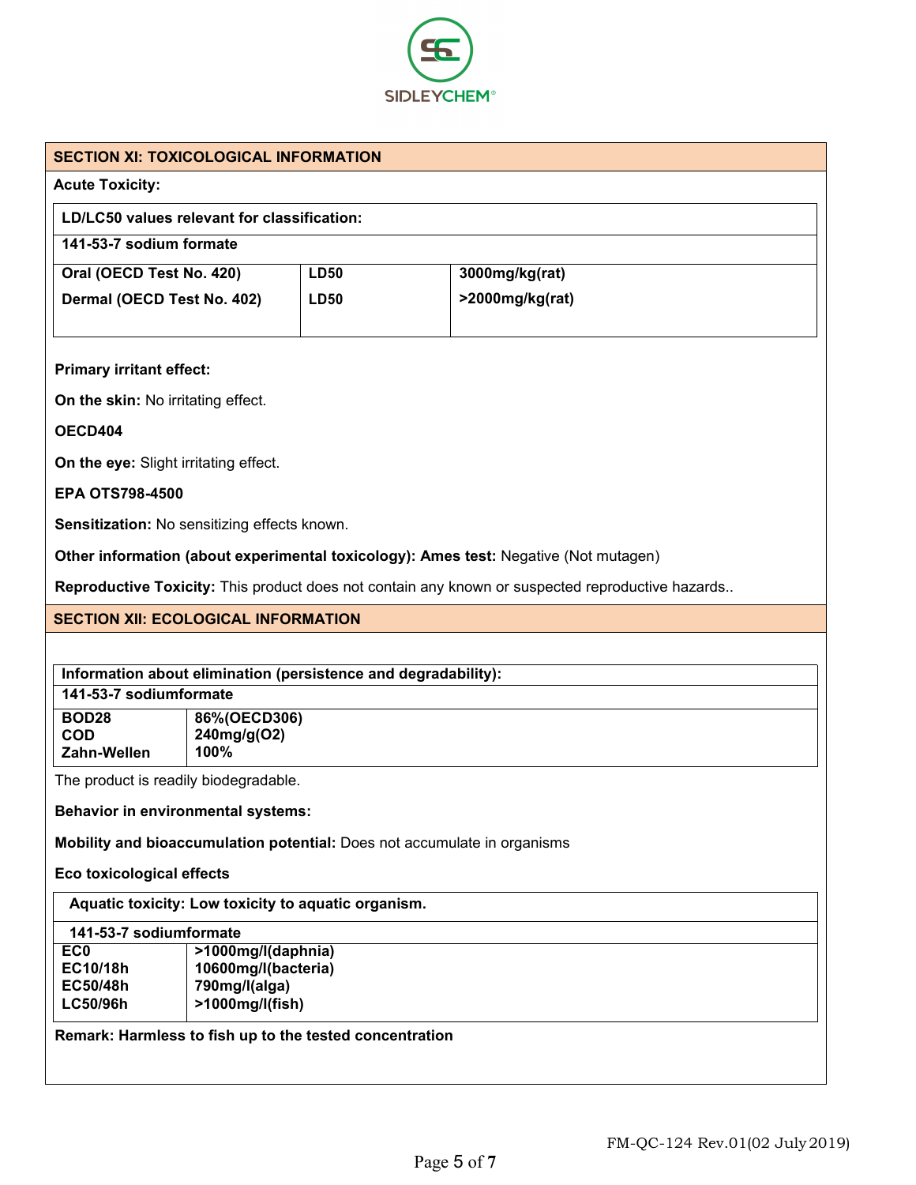## SECTION XI: TOXICOLOGICAL INFORMATION

**Acute Toxicity:**

| LD/LC50 values relevant for classification: | | |
|---|---|---|
| **141-53-7 sodium formate** | | |
| **Oral (OECD Test No. 420)** | **LD50** | **3000mg/kg(rat)** |
| **Dermal (OECD Test No. 402)** | **LD50** | **>2000mg/kg(rat)** |

**Primary irritant effect:**

**On the skin:** No irritating effect.

**OECD404**

**On the eye:** Slight irritating effect.

**EPA OTS798-4500**

**Sensitization:** No sensitizing effects known.

**Other information (about experimental toxicology): Ames test:** Negative (Not mutagen)

**Reproductive Toxicity:** This product does not contain any known or suspected reproductive hazards..

## SECTION XII: ECOLOGICAL INFORMATION

| Information about elimination (persistence and degradability): | |
|---|---|
| **141-53-7 sodiumformate** | |
| **BOD28** | **86%(OECD306)** |
| **COD** | **240mg/g(O2)** |
| **Zahn-Wellen** | **100%** |

The product is readily biodegradable.

**Behavior in environmental systems:**

**Mobility and bioaccumulation potential:** Does not accumulate in organisms

**Eco toxicological effects**

| Aquatic toxicity: Low toxicity to aquatic organism. | |
|---|---|
| **141-53-7 sodiumformate** | |
| **EC0** | **>1000mg/l(daphnia)** |
| **EC10/18h** | **10600mg/l(bacteria)** |
| **EC50/48h** | **790mg/l(alga)** |
| **LC50/96h** | **>1000mg/l(fish)** |

**Remark: Harmless to fish up to the tested concentration**

FM-QC-124 Rev.01(02 July 2019)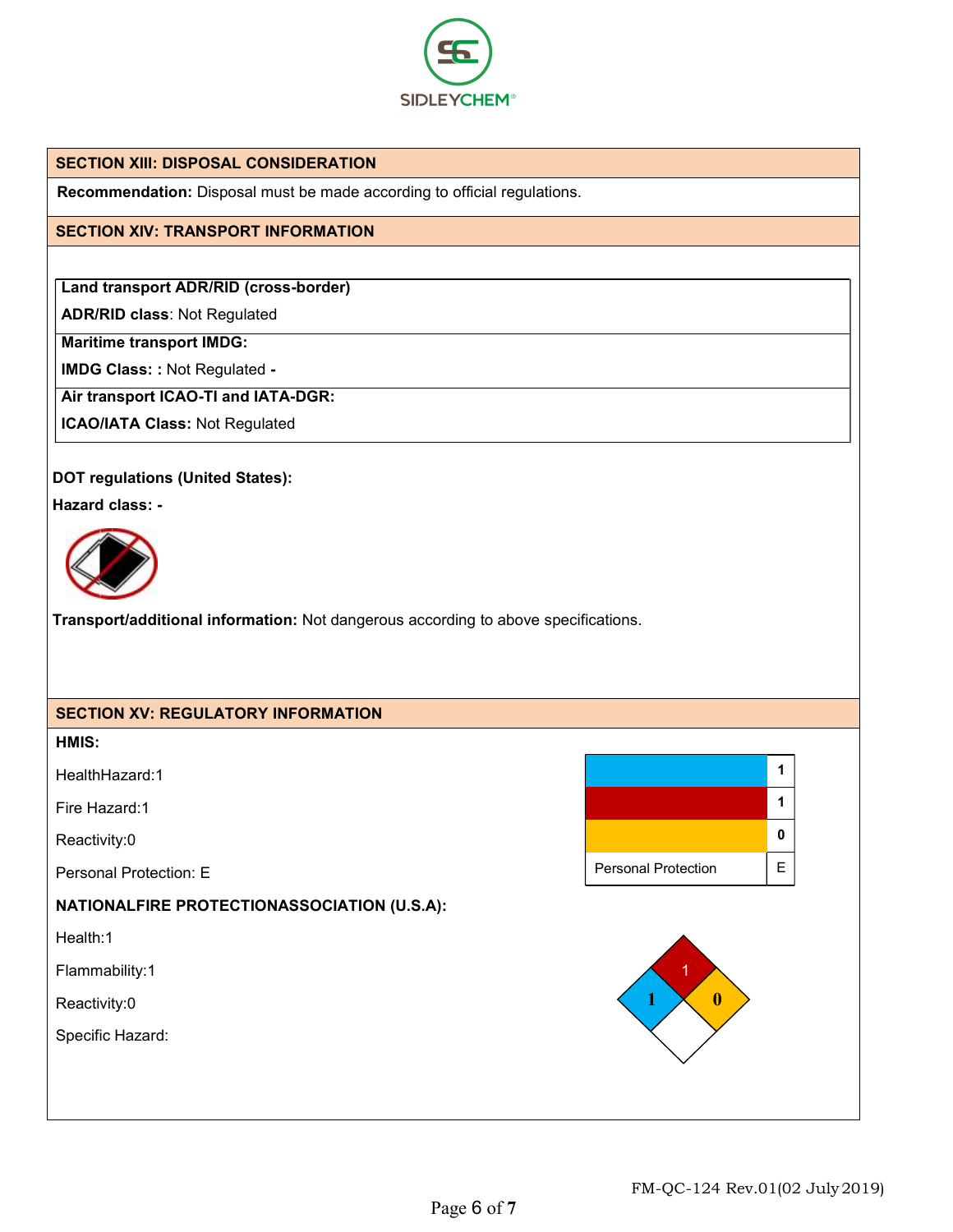## SECTION XIII: DISPOSAL CONSIDERATION

**Recommendation:** Disposal must be made according to official regulations.

## SECTION XIV: TRANSPORT INFORMATION

**Land transport ADR/RID (cross-border)**

**ADR/RID class**: Not Regulated

**Maritime transport IMDG:**

**IMDG Class: :** Not Regulated **-**

**Air transport ICAO-TI and IATA-DGR:**

**ICAO/IATA Class:** Not Regulated

**DOT regulations (United States):**

**Hazard class: -**

**Transport/additional information:** Not dangerous according to above specifications.

## SECTION XV: REGULATORY INFORMATION

**HMIS:**

HealthHazard:1

Fire Hazard:1

Reactivity:0

Personal Protection: E

| | |
|---|---|
| | 1 |
| | 1 |
| | 0 |
| Personal Protection | E |

**NATIONALFIRE PROTECTIONASSOCIATION (U.S.A):**

Health:1

Flammability:1

Reactivity:0

Specific Hazard:

1

1

0

FM-QC-124 Rev.01(02 July 2019)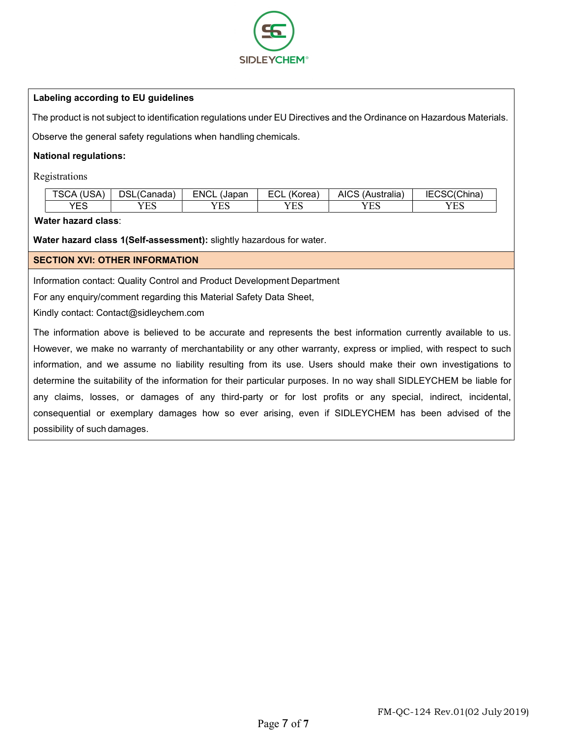**Labeling according to EU guidelines**

The product is not subject to identification regulations under EU Directives and the Ordinance on Hazardous Materials.

Observe the general safety regulations when handling chemicals.

**National regulations:**

Registrations

| TSCA (USA) | DSL(Canada) | ENCL (Japan | ECL (Korea) | AICS (Australia) | IECSC(China) |
|---|---|---|---|---|---|
| YES | YES | YES | YES | YES | YES |

**Water hazard class**:

**Water hazard class 1(Self-assessment):** slightly hazardous for water.

## SECTION XVI: OTHER INFORMATION

Information contact: Quality Control and Product Development Department

For any enquiry/comment regarding this Material Safety Data Sheet,

Kindly contact: Contact@sidleychem.com

The information above is believed to be accurate and represents the best information currently available to us. However, we make no warranty of merchantability or any other warranty, express or implied, with respect to such information, and we assume no liability resulting from its use. Users should make their own investigations to determine the suitability of the information for their particular purposes. In no way shall SIDLEYCHEM be liable for any claims, losses, or damages of any third-party or for lost profits or any special, indirect, incidental, consequential or exemplary damages how so ever arising, even if SIDLEYCHEM has been advised of the possibility of such damages.